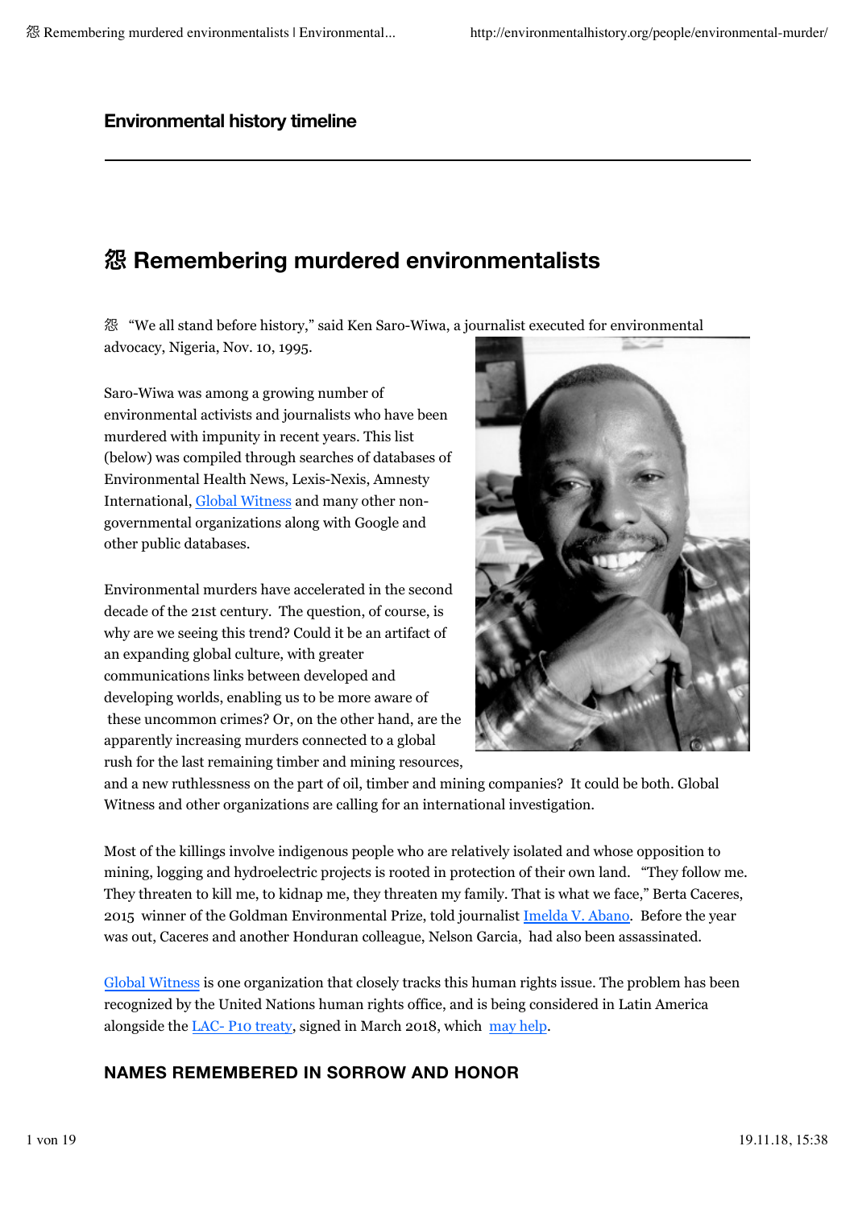Environmental history timeline

# 怨 Remembering murdered environmentalists

怨 "We all stand before history," said Ken Saro-Wiwa, a journalist executed for environmental advocacy, Nigeria, Nov. 10, 1995.

Saro-Wiwa was among a growing number of environmental activists and journalists who have been murdered with impunity in recent years. This list (below) was compiled through searches of databases of Environmental Health News, Lexis-Nexis, Amnesty International, Global Witness and many other non-governmental organizations along with Google and other public databases.

Environmental murders have accelerated in the second decade of the 21st century. The question, of course, is why are we seeing this trend? Could it be an artifact of an expanding global culture, with greater communications links between developed and developing worlds, enabling us to be more aware of these uncommon crimes? Or, on the other hand, are the apparently increasing murders connected to a global rush for the last remaining timber and mining resources, and a new ruthlessness on the part of oil, timber and mining companies? It could be both. Global Witness and other organizations are calling for an international investigation.

Most of the killings involve indigenous people who are relatively isolated and whose opposition to mining, logging and hydroelectric projects is rooted in protection of their own land. "They follow me. They threaten to kill me, to kidnap me, they threaten my family. That is what we face," Berta Caceres, 2015 winner of the Goldman Environmental Prize, told journalist Imelda V. Abano. Before the year was out, Caceres and another Honduran colleague, Nelson Garcia, had also been assassinated.

Global Witness is one organization that closely tracks this human rights issue. The problem has been recognized by the United Nations human rights office, and is being considered in Latin America alongside the LAC- P10 treaty, signed in March 2018, which may help.

## NAMES REMEMBERED IN SORROW AND HONOR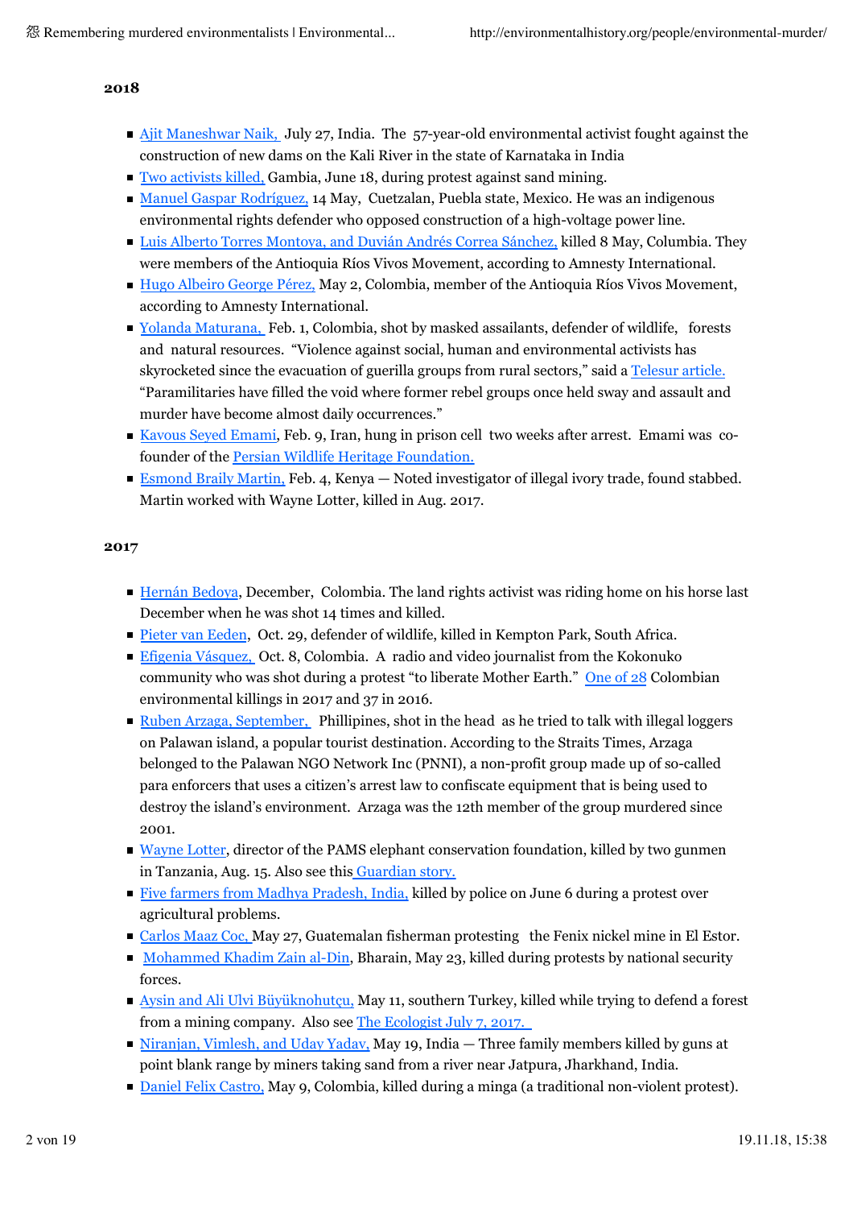**2018**

- Ajit Maneshwar Naik, July 27, India. The 57-year-old environmental activist fought against the construction of new dams on the Kali River in the state of Karnataka in India
- Two activists killed, Gambia, June 18, during protest against sand mining.
- Manuel Gaspar Rodríguez, 14 May, Cuetzalan, Puebla state, Mexico. He was an indigenous environmental rights defender who opposed construction of a high-voltage power line.
- Luis Alberto Torres Montoya, and Duvián Andrés Correa Sánchez, killed 8 May, Columbia. They were members of the Antioquia Ríos Vivos Movement, according to Amnesty International.
- Hugo Albeiro George Pérez, May 2, Colombia, member of the Antioquia Ríos Vivos Movement, according to Amnesty International.
- Yolanda Maturana, Feb. 1, Colombia, shot by masked assailants, defender of wildlife, forests and natural resources. "Violence against social, human and environmental activists has skyrocketed since the evacuation of guerilla groups from rural sectors," said a Telesur article. "Paramilitaries have filled the void where former rebel groups once held sway and assault and murder have become almost daily occurrences."
- Kavous Seyed Emami, Feb. 9, Iran, hung in prison cell two weeks after arrest. Emami was co-founder of the Persian Wildlife Heritage Foundation.
- Esmond Braily Martin, Feb. 4, Kenya — Noted investigator of illegal ivory trade, found stabbed. Martin worked with Wayne Lotter, killed in Aug. 2017.

**2017**

- Hernán Bedoya, December, Colombia. The land rights activist was riding home on his horse last December when he was shot 14 times and killed.
- Pieter van Eeden, Oct. 29, defender of wildlife, killed in Kempton Park, South Africa.
- Efigenia Vásquez, Oct. 8, Colombia. A radio and video journalist from the Kokonuko community who was shot during a protest "to liberate Mother Earth." One of 28 Colombian environmental killings in 2017 and 37 in 2016.
- Ruben Arzaga, September, Phillipines, shot in the head as he tried to talk with illegal loggers on Palawan island, a popular tourist destination. According to the Straits Times, Arzaga belonged to the Palawan NGO Network Inc (PNNI), a non-profit group made up of so-called para enforcers that uses a citizen's arrest law to confiscate equipment that is being used to destroy the island's environment. Arzaga was the 12th member of the group murdered since 2001.
- Wayne Lotter, director of the PAMS elephant conservation foundation, killed by two gunmen in Tanzania, Aug. 15. Also see this Guardian story.
- Five farmers from Madhya Pradesh, India, killed by police on June 6 during a protest over agricultural problems.
- Carlos Maaz Coc, May 27, Guatemalan fisherman protesting the Fenix nickel mine in El Estor.
- Mohammed Khadim Zain al-Din, Bharain, May 23, killed during protests by national security forces.
- Aysin and Ali Ulvi Büyüknohutçu, May 11, southern Turkey, killed while trying to defend a forest from a mining company. Also see The Ecologist July 7, 2017.
- Niranjan, Vimlesh, and Uday Yadav, May 19, India — Three family members killed by guns at point blank range by miners taking sand from a river near Jatpura, Jharkhand, India.
- Daniel Felix Castro, May 9, Colombia, killed during a minga (a traditional non-violent protest).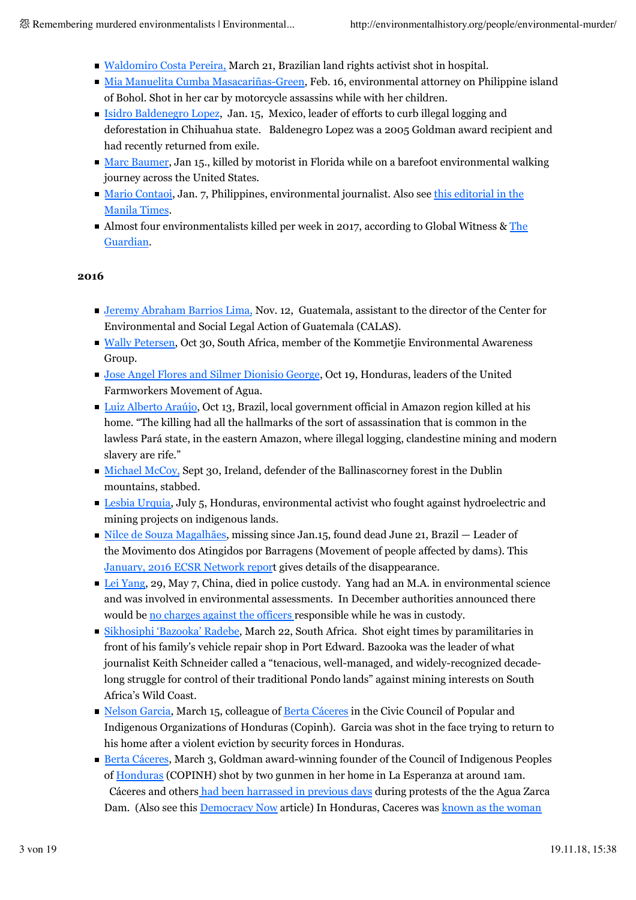- Waldomiro Costa Pereira, March 21, Brazilian land rights activist shot in hospital.
- Mia Manuelita Cumba Masacariñas-Green, Feb. 16, environmental attorney on Philippine island of Bohol. Shot in her car by motorcycle assassins while with her children.
- Isidro Baldenegro Lopez, Jan. 15, Mexico, leader of efforts to curb illegal logging and deforestation in Chihuahua state. Baldenegro Lopez was a 2005 Goldman award recipient and had recently returned from exile.
- Marc Baumer, Jan 15., killed by motorist in Florida while on a barefoot environmental walking journey across the United States.
- Mario Contaoi, Jan. 7, Philippines, environmental journalist. Also see this editorial in the Manila Times.
- Almost four environmentalists killed per week in 2017, according to Global Witness & The Guardian.

**2016**

- Jeremy Abraham Barrios Lima, Nov. 12, Guatemala, assistant to the director of the Center for Environmental and Social Legal Action of Guatemala (CALAS).
- Wally Petersen, Oct 30, South Africa, member of the Kommetjie Environmental Awareness Group.
- Jose Angel Flores and Silmer Dionisio George, Oct 19, Honduras, leaders of the United Farmworkers Movement of Agua.
- Luiz Alberto Araújo, Oct 13, Brazil, local government official in Amazon region killed at his home. "The killing had all the hallmarks of the sort of assassination that is common in the lawless Pará state, in the eastern Amazon, where illegal logging, clandestine mining and modern slavery are rife."
- Michael McCoy, Sept 30, Ireland, defender of the Ballinascorney forest in the Dublin mountains, stabbed.
- Lesbia Urquia, July 5, Honduras, environmental activist who fought against hydroelectric and mining projects on indigenous lands.
- Nilce de Souza Magalhães, missing since Jan.15, found dead June 21, Brazil — Leader of the Movimento dos Atingidos por Barragens (Movement of people affected by dams). This January, 2016 ECSR Network report gives details of the disappearance.
- Lei Yang, 29, May 7, China, died in police custody. Yang had an M.A. in environmental science and was involved in environmental assessments. In December authorities announced there would be no charges against the officers responsible while he was in custody.
- Sikhosiphi 'Bazooka' Radebe, March 22, South Africa. Shot eight times by paramilitaries in front of his family's vehicle repair shop in Port Edward. Bazooka was the leader of what journalist Keith Schneider called a "tenacious, well-managed, and widely-recognized decade-long struggle for control of their traditional Pondo lands" against mining interests on South Africa's Wild Coast.
- Nelson Garcia, March 15, colleague of Berta Cáceres in the Civic Council of Popular and Indigenous Organizations of Honduras (Copinh). Garcia was shot in the face trying to return to his home after a violent eviction by security forces in Honduras.
- Berta Cáceres, March 3, Goldman award-winning founder of the Council of Indigenous Peoples of Honduras (COPINH) shot by two gunmen in her home in La Esperanza at around 1am. Cáceres and others had been harrassed in previous days during protests of the the Agua Zarca Dam. (Also see this Democracy Now article) In Honduras, Caceres was known as the woman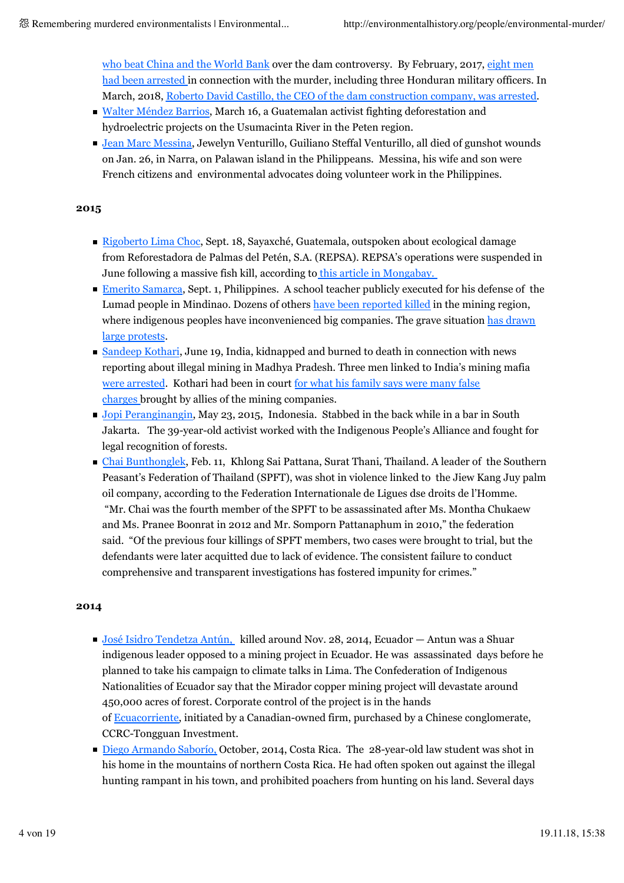who beat China and the World Bank over the dam controversy. By February, 2017, eight men had been arrested in connection with the murder, including three Honduran military officers. In March, 2018, Roberto David Castillo, the CEO of the dam construction company, was arrested.

- Walter Méndez Barrios, March 16, a Guatemalan activist fighting deforestation and hydroelectric projects on the Usumacinta River in the Peten region.
- Jean Marc Messina, Jewelyn Venturillo, Guiliano Steffal Venturillo, all died of gunshot wounds on Jan. 26, in Narra, on Palawan island in the Philippeans. Messina, his wife and son were French citizens and environmental advocates doing volunteer work in the Philippines.

**2015**

- Rigoberto Lima Choc, Sept. 18, Sayaxché, Guatemala, outspoken about ecological damage from Reforestadora de Palmas del Petén, S.A. (REPSA). REPSA's operations were suspended in June following a massive fish kill, according to this article in Mongabay.
- Emerito Samarca, Sept. 1, Philippines. A school teacher publicly executed for his defense of the Lumad people in Mindinao. Dozens of others have been reported killed in the mining region, where indigenous peoples have inconvenienced big companies. The grave situation has drawn large protests.
- Sandeep Kothari, June 19, India, kidnapped and burned to death in connection with news reporting about illegal mining in Madhya Pradesh. Three men linked to India's mining mafia were arrested. Kothari had been in court for what his family says were many false charges brought by allies of the mining companies.
- Jopi Peranginangin, May 23, 2015, Indonesia. Stabbed in the back while in a bar in South Jakarta. The 39-year-old activist worked with the Indigenous People's Alliance and fought for legal recognition of forests.
- Chai Bunthonglek, Feb. 11, Khlong Sai Pattana, Surat Thani, Thailand. A leader of the Southern Peasant's Federation of Thailand (SPFT), was shot in violence linked to the Jiew Kang Juy palm oil company, according to the Federation Internationale de Ligues dse droits de l'Homme. "Mr. Chai was the fourth member of the SPFT to be assassinated after Ms. Montha Chukaew and Ms. Pranee Boonrat in 2012 and Mr. Somporn Pattanaphum in 2010," the federation said. "Of the previous four killings of SPFT members, two cases were brought to trial, but the defendants were later acquitted due to lack of evidence. The consistent failure to conduct comprehensive and transparent investigations has fostered impunity for crimes."

**2014**

- José Isidro Tendetza Antún, killed around Nov. 28, 2014, Ecuador — Antun was a Shuar indigenous leader opposed to a mining project in Ecuador. He was assassinated days before he planned to take his campaign to climate talks in Lima. The Confederation of Indigenous Nationalities of Ecuador say that the Mirador copper mining project will devastate around 450,000 acres of forest. Corporate control of the project is in the hands of Ecuacorriente, initiated by a Canadian-owned firm, purchased by a Chinese conglomerate, CCRC-Tongguan Investment.
- Diego Armando Saborío, October, 2014, Costa Rica. The 28-year-old law student was shot in his home in the mountains of northern Costa Rica. He had often spoken out against the illegal hunting rampant in his town, and prohibited poachers from hunting on his land. Several days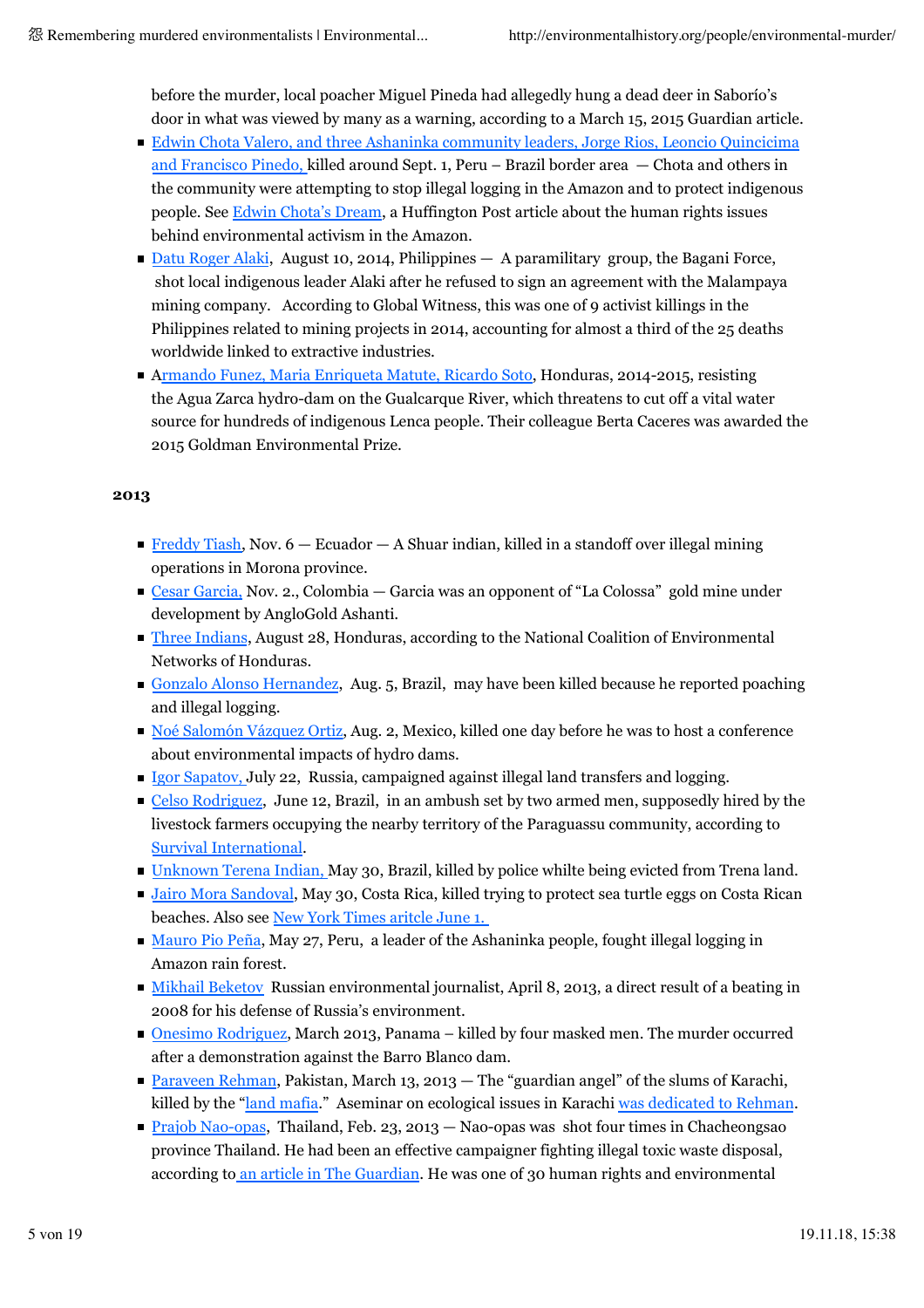before the murder, local poacher Miguel Pineda had allegedly hung a dead deer in Saborío's door in what was viewed by many as a warning, according to a March 15, 2015 Guardian article.

- Edwin Chota Valero, and three Ashaninka community leaders, Jorge Rios, Leoncio Quincicima and Francisco Pinedo, killed around Sept. 1, Peru – Brazil border area — Chota and others in the community were attempting to stop illegal logging in the Amazon and to protect indigenous people. See Edwin Chota's Dream, a Huffington Post article about the human rights issues behind environmental activism in the Amazon.
- Datu Roger Alaki, August 10, 2014, Philippines — A paramilitary group, the Bagani Force, shot local indigenous leader Alaki after he refused to sign an agreement with the Malampaya mining company. According to Global Witness, this was one of 9 activist killings in the Philippines related to mining projects in 2014, accounting for almost a third of the 25 deaths worldwide linked to extractive industries.
- Armando Funez, Maria Enriqueta Matute, Ricardo Soto, Honduras, 2014-2015, resisting the Agua Zarca hydro-dam on the Gualcarque River, which threatens to cut off a vital water source for hundreds of indigenous Lenca people. Their colleague Berta Caceres was awarded the 2015 Goldman Environmental Prize.

**2013**

- Freddy Tiash, Nov. 6 — Ecuador — A Shuar indian, killed in a standoff over illegal mining operations in Morona province.
- Cesar Garcia, Nov. 2., Colombia — Garcia was an opponent of "La Colossa" gold mine under development by AngloGold Ashanti.
- Three Indians, August 28, Honduras, according to the National Coalition of Environmental Networks of Honduras.
- Gonzalo Alonso Hernandez, Aug. 5, Brazil, may have been killed because he reported poaching and illegal logging.
- Noé Salomón Vázquez Ortiz, Aug. 2, Mexico, killed one day before he was to host a conference about environmental impacts of hydro dams.
- Igor Sapatov, July 22, Russia, campaigned against illegal land transfers and logging.
- Celso Rodriguez, June 12, Brazil, in an ambush set by two armed men, supposedly hired by the livestock farmers occupying the nearby territory of the Paraguassu community, according to Survival International.
- Unknown Terena Indian, May 30, Brazil, killed by police whilte being evicted from Trena land.
- Jairo Mora Sandoval, May 30, Costa Rica, killed trying to protect sea turtle eggs on Costa Rican beaches. Also see New York Times aritcle June 1.
- Mauro Pio Peña, May 27, Peru, a leader of the Ashaninka people, fought illegal logging in Amazon rain forest.
- Mikhail Beketov Russian environmental journalist, April 8, 2013, a direct result of a beating in 2008 for his defense of Russia's environment.
- Onesimo Rodriguez, March 2013, Panama – killed by four masked men. The murder occurred after a demonstration against the Barro Blanco dam.
- Paraveen Rehman, Pakistan, March 13, 2013 — The "guardian angel" of the slums of Karachi, killed by the "land mafia." Aseminar on ecological issues in Karachi was dedicated to Rehman.
- Prajob Nao-opas, Thailand, Feb. 23, 2013 — Nao-opas was shot four times in Chacheongsao province Thailand. He had been an effective campaigner fighting illegal toxic waste disposal, according to an article in The Guardian. He was one of 30 human rights and environmental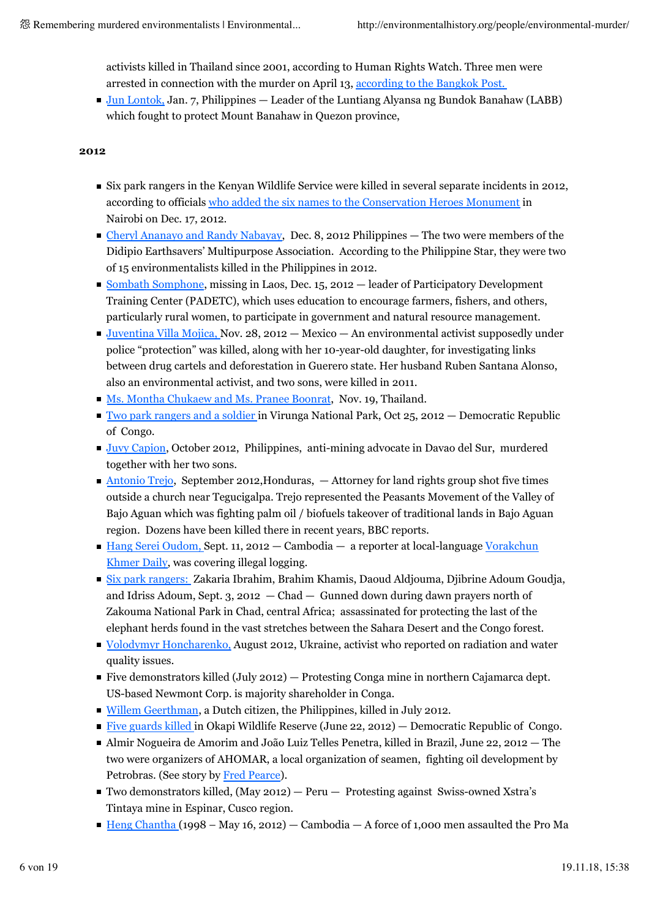activists killed in Thailand since 2001, according to Human Rights Watch. Three men were arrested in connection with the murder on April 13, according to the Bangkok Post.

- Jun Lontok, Jan. 7, Philippines — Leader of the Luntiang Alyansa ng Bundok Banahaw (LABB) which fought to protect Mount Banahaw in Quezon province,

**2012**

- Six park rangers in the Kenyan Wildlife Service were killed in several separate incidents in 2012, according to officials who added the six names to the Conservation Heroes Monument in Nairobi on Dec. 17, 2012.
- Cheryl Ananayo and Randy Nabayay, Dec. 8, 2012 Philippines — The two were members of the Didipio Earthsavers' Multipurpose Association. According to the Philippine Star, they were two of 15 environmentalists killed in the Philippines in 2012.
- Sombath Somphone, missing in Laos, Dec. 15, 2012 — leader of Participatory Development Training Center (PADETC), which uses education to encourage farmers, fishers, and others, particularly rural women, to participate in government and natural resource management.
- Juventina Villa Mojica, Nov. 28, 2012 — Mexico — An environmental activist supposedly under police "protection" was killed, along with her 10-year-old daughter, for investigating links between drug cartels and deforestation in Guerero state. Her husband Ruben Santana Alonso, also an environmental activist, and two sons, were killed in 2011.
- Ms. Montha Chukaew and Ms. Pranee Boonrat, Nov. 19, Thailand.
- Two park rangers and a soldier in Virunga National Park, Oct 25, 2012 — Democratic Republic of Congo.
- Juvy Capion, October 2012, Philippines, anti-mining advocate in Davao del Sur, murdered together with her two sons.
- Antonio Trejo, September 2012,Honduras, — Attorney for land rights group shot five times outside a church near Tegucigalpa. Trejo represented the Peasants Movement of the Valley of Bajo Aguan which was fighting palm oil / biofuels takeover of traditional lands in Bajo Aguan region. Dozens have been killed there in recent years, BBC reports.
- Hang Serei Oudom, Sept. 11, 2012 — Cambodia — a reporter at local-language Vorakchun Khmer Daily, was covering illegal logging.
- Six park rangers: Zakaria Ibrahim, Brahim Khamis, Daoud Aldjouma, Djibrine Adoum Goudja, and Idriss Adoum, Sept. 3, 2012 — Chad — Gunned down during dawn prayers north of Zakouma National Park in Chad, central Africa; assassinated for protecting the last of the elephant herds found in the vast stretches between the Sahara Desert and the Congo forest.
- Volodymyr Honcharenko, August 2012, Ukraine, activist who reported on radiation and water quality issues.
- Five demonstrators killed (July 2012) — Protesting Conga mine in northern Cajamarca dept. US-based Newmont Corp. is majority shareholder in Conga.
- Willem Geerthman, a Dutch citizen, the Philippines, killed in July 2012.
- Five guards killed in Okapi Wildlife Reserve (June 22, 2012) — Democratic Republic of Congo.
- Almir Nogueira de Amorim and João Luiz Telles Penetra, killed in Brazil, June 22, 2012 — The two were organizers of AHOMAR, a local organization of seamen, fighting oil development by Petrobras. (See story by Fred Pearce).
- Two demonstrators killed, (May 2012) — Peru — Protesting against Swiss-owned Xstra's Tintaya mine in Espinar, Cusco region.
- Heng Chantha (1998 – May 16, 2012) — Cambodia — A force of 1,000 men assaulted the Pro Ma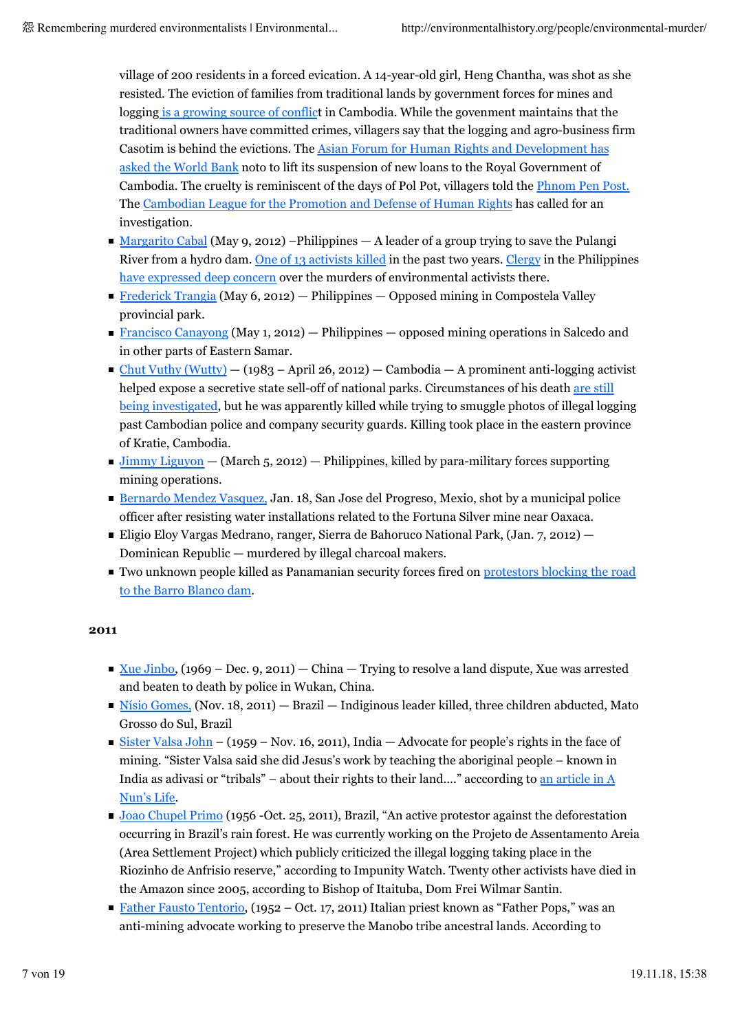village of 200 residents in a forced evication. A 14-year-old girl, Heng Chantha, was shot as she resisted. The eviction of families from traditional lands by government forces for mines and logging is a growing source of conflict in Cambodia. While the govenment maintains that the traditional owners have committed crimes, villagers say that the logging and agro-business firm Casotim is behind the evictions. The Asian Forum for Human Rights and Development has asked the World Bank noto to lift its suspension of new loans to the Royal Government of Cambodia. The cruelty is reminiscent of the days of Pol Pot, villagers told the Phnom Pen Post. The Cambodian League for the Promotion and Defense of Human Rights has called for an investigation.

- Margarito Cabal (May 9, 2012) –Philippines — A leader of a group trying to save the Pulangi River from a hydro dam. One of 13 activists killed in the past two years. Clergy in the Philippines have expressed deep concern over the murders of environmental activists there.
- Frederick Trangia (May 6, 2012) — Philippines — Opposed mining in Compostela Valley provincial park.
- Francisco Canayong (May 1, 2012) — Philippines — opposed mining operations in Salcedo and in other parts of Eastern Samar.
- Chut Vuthy (Wutty) — (1983 – April 26, 2012) — Cambodia — A prominent anti-logging activist helped expose a secretive state sell-off of national parks. Circumstances of his death are still being investigated, but he was apparently killed while trying to smuggle photos of illegal logging past Cambodian police and company security guards. Killing took place in the eastern province of Kratie, Cambodia.
- Jimmy Liguyon — (March 5, 2012) — Philippines, killed by para-military forces supporting mining operations.
- Bernardo Mendez Vasquez, Jan. 18, San Jose del Progreso, Mexio, shot by a municipal police officer after resisting water installations related to the Fortuna Silver mine near Oaxaca.
- Eligio Eloy Vargas Medrano, ranger, Sierra de Bahoruco National Park, (Jan. 7, 2012) — Dominican Republic — murdered by illegal charcoal makers.
- Two unknown people killed as Panamanian security forces fired on protestors blocking the road to the Barro Blanco dam.

**2011**

- Xue Jinbo, (1969 – Dec. 9, 2011) — China — Trying to resolve a land dispute, Xue was arrested and beaten to death by police in Wukan, China.
- Nísio Gomes, (Nov. 18, 2011) — Brazil — Indiginous leader killed, three children abducted, Mato Grosso do Sul, Brazil
- Sister Valsa John – (1959 – Nov. 16, 2011), India — Advocate for people's rights in the face of mining. "Sister Valsa said she did Jesus's work by teaching the aboriginal people – known in India as adivasi or "tribals" – about their rights to their land…." acccording to an article in A Nun's Life.
- Joao Chupel Primo (1956 -Oct. 25, 2011), Brazil, "An active protestor against the deforestation occurring in Brazil's rain forest. He was currently working on the Projeto de Assentamento Areia (Area Settlement Project) which publicly criticized the illegal logging taking place in the Riozinho de Anfrisio reserve," according to Impunity Watch. Twenty other activists have died in the Amazon since 2005, according to Bishop of Itaituba, Dom Frei Wilmar Santin.
- Father Fausto Tentorio, (1952 – Oct. 17, 2011) Italian priest known as "Father Pops," was an anti-mining advocate working to preserve the Manobo tribe ancestral lands. According to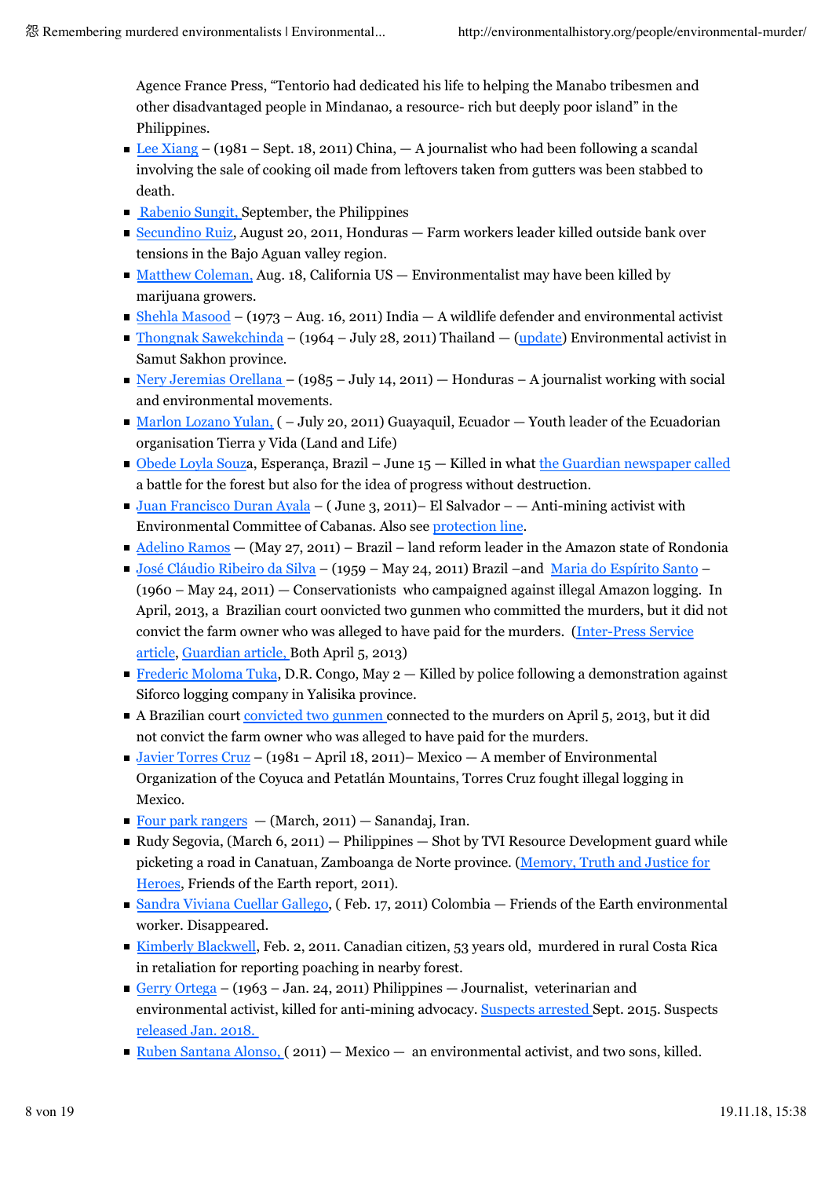Agence France Press, “Tentorio had dedicated his life to helping the Manabo tribesmen and other disadvantaged people in Mindanao, a resource- rich but deeply poor island” in the Philippines.

- Lee Xiang – (1981 – Sept. 18, 2011) China, — A journalist who had been following a scandal involving the sale of cooking oil made from leftovers taken from gutters was been stabbed to death.
- Rabenio Sungit, September, the Philippines
- Secundino Ruiz, August 20, 2011, Honduras — Farm workers leader killed outside bank over tensions in the Bajo Aguan valley region.
- Matthew Coleman, Aug. 18, California US — Environmentalist may have been killed by marijuana growers.
- Shehla Masood – (1973 – Aug. 16, 2011) India — A wildlife defender and environmental activist
- Thongnak Sawekchinda – (1964 – July 28, 2011) Thailand — (update) Environmental activist in Samut Sakhon province.
- Nery Jeremias Orellana – (1985 – July 14, 2011) — Honduras – A journalist working with social and environmental movements.
- Marlon Lozano Yulan, ( – July 20, 2011) Guayaquil, Ecuador — Youth leader of the Ecuadorian organisation Tierra y Vida (Land and Life)
- Obede Loyla Souza, Esperança, Brazil – June 15 — Killed in what the Guardian newspaper called a battle for the forest but also for the idea of progress without destruction.
- Juan Francisco Duran Ayala – ( June 3, 2011)– El Salvador – — Anti-mining activist with Environmental Committee of Cabanas. Also see protection line.
- Adelino Ramos — (May 27, 2011) – Brazil – land reform leader in the Amazon state of Rondonia
- José Cláudio Ribeiro da Silva – (1959 – May 24, 2011) Brazil –and Maria do Espírito Santo – (1960 – May 24, 2011) — Conservationists who campaigned against illegal Amazon logging. In April, 2013, a Brazilian court oonvicted two gunmen who committed the murders, but it did not convict the farm owner who was alleged to have paid for the murders. (Inter-Press Service article, Guardian article, Both April 5, 2013)
- Frederic Moloma Tuka, D.R. Congo, May 2 — Killed by police following a demonstration against Siforco logging company in Yalisika province.
- A Brazilian court convicted two gunmen connected to the murders on April 5, 2013, but it did not convict the farm owner who was alleged to have paid for the murders.
- Javier Torres Cruz – (1981 – April 18, 2011)– Mexico — A member of Environmental Organization of the Coyuca and Petatlán Mountains, Torres Cruz fought illegal logging in Mexico.
- Four park rangers — (March, 2011) — Sanandaj, Iran.
- Rudy Segovia, (March 6, 2011) — Philippines — Shot by TVI Resource Development guard while picketing a road in Canatuan, Zamboanga de Norte province. (Memory, Truth and Justice for Heroes, Friends of the Earth report, 2011).
- Sandra Viviana Cuellar Gallego, ( Feb. 17, 2011) Colombia — Friends of the Earth environmental worker. Disappeared.
- Kimberly Blackwell, Feb. 2, 2011. Canadian citizen, 53 years old, murdered in rural Costa Rica in retaliation for reporting poaching in nearby forest.
- Gerry Ortega – (1963 – Jan. 24, 2011) Philippines — Journalist, veterinarian and environmental activist, killed for anti-mining advocacy. Suspects arrested Sept. 2015. Suspects released Jan. 2018.
- Ruben Santana Alonso, ( 2011) — Mexico — an environmental activist, and two sons, killed.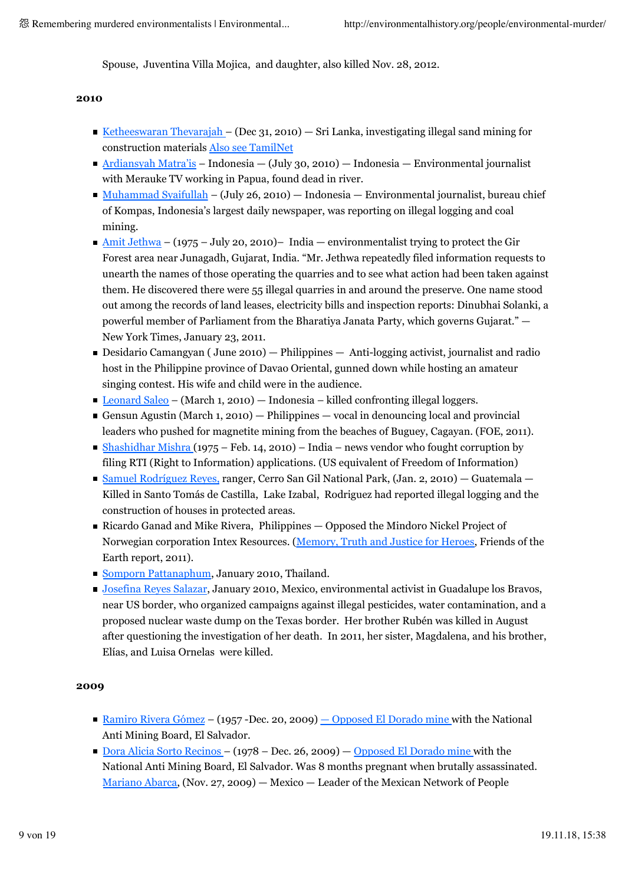Spouse, Juventina Villa Mojica, and daughter, also killed Nov. 28, 2012.

**2010**

- Ketheeswaran Thevarajah – (Dec 31, 2010) — Sri Lanka, investigating illegal sand mining for construction materials Also see TamilNet
- Ardiansyah Matra'is – Indonesia — (July 30, 2010) — Indonesia — Environmental journalist with Merauke TV working in Papua, found dead in river.
- Muhammad Syaifullah – (July 26, 2010) — Indonesia — Environmental journalist, bureau chief of Kompas, Indonesia's largest daily newspaper, was reporting on illegal logging and coal mining.
- Amit Jethwa – (1975 – July 20, 2010)– India — environmentalist trying to protect the Gir Forest area near Junagadh, Gujarat, India. "Mr. Jethwa repeatedly filed information requests to unearth the names of those operating the quarries and to see what action had been taken against them. He discovered there were 55 illegal quarries in and around the preserve. One name stood out among the records of land leases, electricity bills and inspection reports: Dinubhai Solanki, a powerful member of Parliament from the Bharatiya Janata Party, which governs Gujarat." — New York Times, January 23, 2011.
- Desidario Camangyan ( June 2010) — Philippines — Anti-logging activist, journalist and radio host in the Philippine province of Davao Oriental, gunned down while hosting an amateur singing contest. His wife and child were in the audience.
- Leonard Saleo – (March 1, 2010) — Indonesia – killed confronting illegal loggers.
- Gensun Agustin (March 1, 2010) — Philippines — vocal in denouncing local and provincial leaders who pushed for magnetite mining from the beaches of Buguey, Cagayan. (FOE, 2011).
- Shashidhar Mishra (1975 – Feb. 14, 2010) – India – news vendor who fought corruption by filing RTI (Right to Information) applications. (US equivalent of Freedom of Information)
- Samuel Rodríguez Reyes, ranger, Cerro San Gil National Park, (Jan. 2, 2010) — Guatemala — Killed in Santo Tomás de Castilla, Lake Izabal, Rodriguez had reported illegal logging and the construction of houses in protected areas.
- Ricardo Ganad and Mike Rivera, Philippines — Opposed the Mindoro Nickel Project of Norwegian corporation Intex Resources. (Memory, Truth and Justice for Heroes, Friends of the Earth report, 2011).
- Somporn Pattanaphum, January 2010, Thailand.
- Josefina Reyes Salazar, January 2010, Mexico, environmental activist in Guadalupe los Bravos, near US border, who organized campaigns against illegal pesticides, water contamination, and a proposed nuclear waste dump on the Texas border. Her brother Rubén was killed in August after questioning the investigation of her death. In 2011, her sister, Magdalena, and his brother, Elías, and Luisa Ornelas were killed.

**2009**

- Ramiro Rivera Gómez – (1957 -Dec. 20, 2009) — Opposed El Dorado mine with the National Anti Mining Board, El Salvador.
- Dora Alicia Sorto Recinos – (1978 – Dec. 26, 2009) — Opposed El Dorado mine with the National Anti Mining Board, El Salvador. Was 8 months pregnant when brutally assassinated. Mariano Abarca, (Nov. 27, 2009) — Mexico — Leader of the Mexican Network of People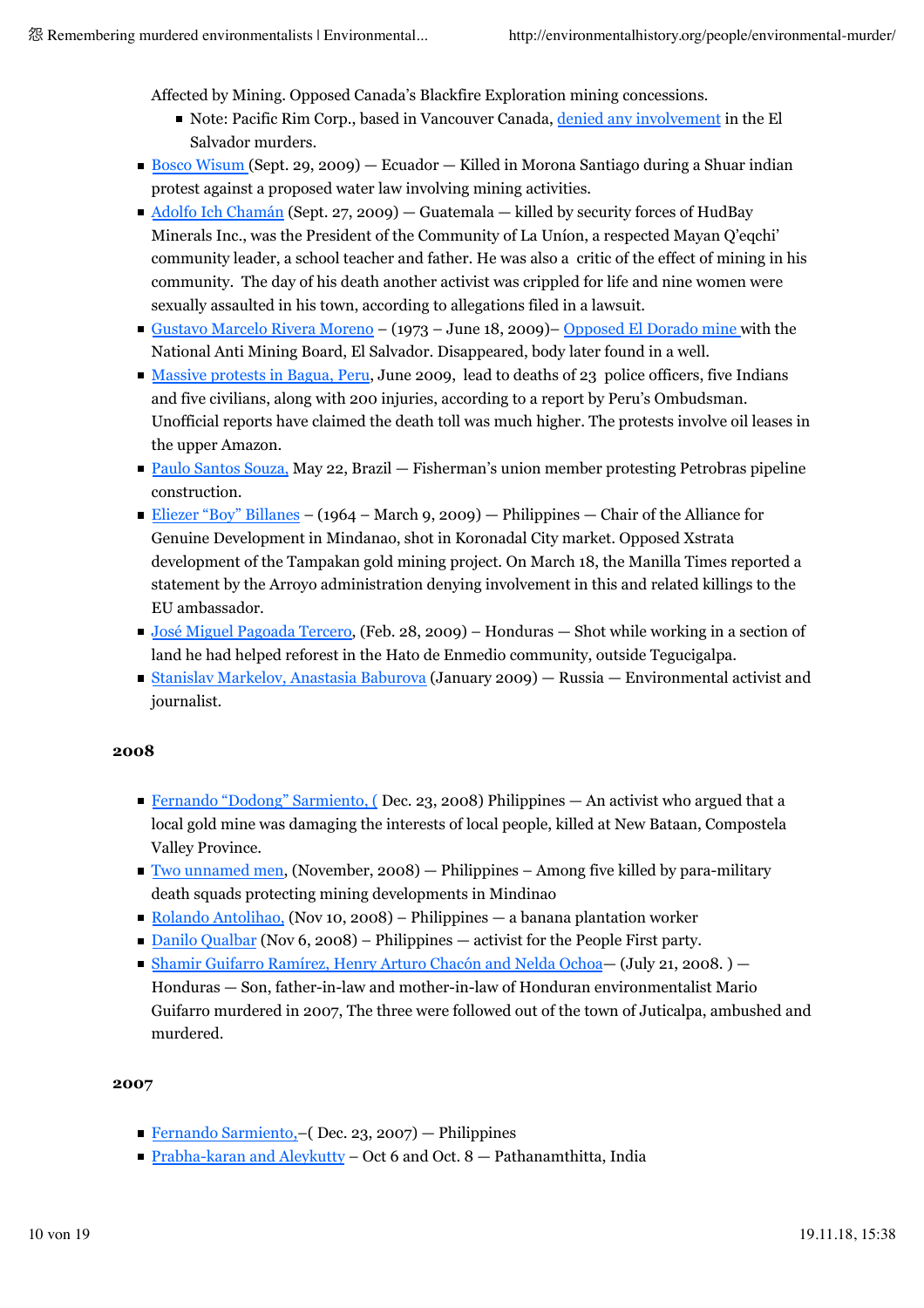Affected by Mining. Opposed Canada's Blackfire Exploration mining concessions.

- Note: Pacific Rim Corp., based in Vancouver Canada, denied any involvement in the El Salvador murders.

- Bosco Wisum (Sept. 29, 2009) — Ecuador — Killed in Morona Santiago during a Shuar indian protest against a proposed water law involving mining activities.
- Adolfo Ich Chamán (Sept. 27, 2009) — Guatemala — killed by security forces of HudBay Minerals Inc., was the President of the Community of La Uníon, a respected Mayan Q'eqchi' community leader, a school teacher and father. He was also a critic of the effect of mining in his community. The day of his death another activist was crippled for life and nine women were sexually assaulted in his town, according to allegations filed in a lawsuit.
- Gustavo Marcelo Rivera Moreno – (1973 – June 18, 2009)– Opposed El Dorado mine with the National Anti Mining Board, El Salvador. Disappeared, body later found in a well.
- Massive protests in Bagua, Peru, June 2009, lead to deaths of 23 police officers, five Indians and five civilians, along with 200 injuries, according to a report by Peru's Ombudsman. Unofficial reports have claimed the death toll was much higher. The protests involve oil leases in the upper Amazon.
- Paulo Santos Souza, May 22, Brazil — Fisherman's union member protesting Petrobras pipeline construction.
- Eliezer "Boy" Billanes – (1964 – March 9, 2009) — Philippines — Chair of the Alliance for Genuine Development in Mindanao, shot in Koronadal City market. Opposed Xstrata development of the Tampakan gold mining project. On March 18, the Manilla Times reported a statement by the Arroyo administration denying involvement in this and related killings to the EU ambassador.
- José Miguel Pagoada Tercero, (Feb. 28, 2009) – Honduras — Shot while working in a section of land he had helped reforest in the Hato de Enmedio community, outside Tegucigalpa.
- Stanislav Markelov, Anastasia Baburova (January 2009) — Russia — Environmental activist and journalist.

### 2008

- Fernando "Dodong" Sarmiento, ( Dec. 23, 2008) Philippines — An activist who argued that a local gold mine was damaging the interests of local people, killed at New Bataan, Compostela Valley Province.
- Two unnamed men, (November, 2008) — Philippines – Among five killed by para-military death squads protecting mining developments in Mindinao
- Rolando Antolihao, (Nov 10, 2008) – Philippines — a banana plantation worker
- Danilo Qualbar (Nov 6, 2008) – Philippines — activist for the People First party.
- Shamir Guifarro Ramírez, Henry Arturo Chacón and Nelda Ochoa— (July 21, 2008. ) — Honduras — Son, father-in-law and mother-in-law of Honduran environmentalist Mario Guifarro murdered in 2007, The three were followed out of the town of Juticalpa, ambushed and murdered.

### 2007

- Fernando Sarmiento,–( Dec. 23, 2007) — Philippines
- Prabha-karan and Aleykutty – Oct 6 and Oct. 8 — Pathanamthitta, India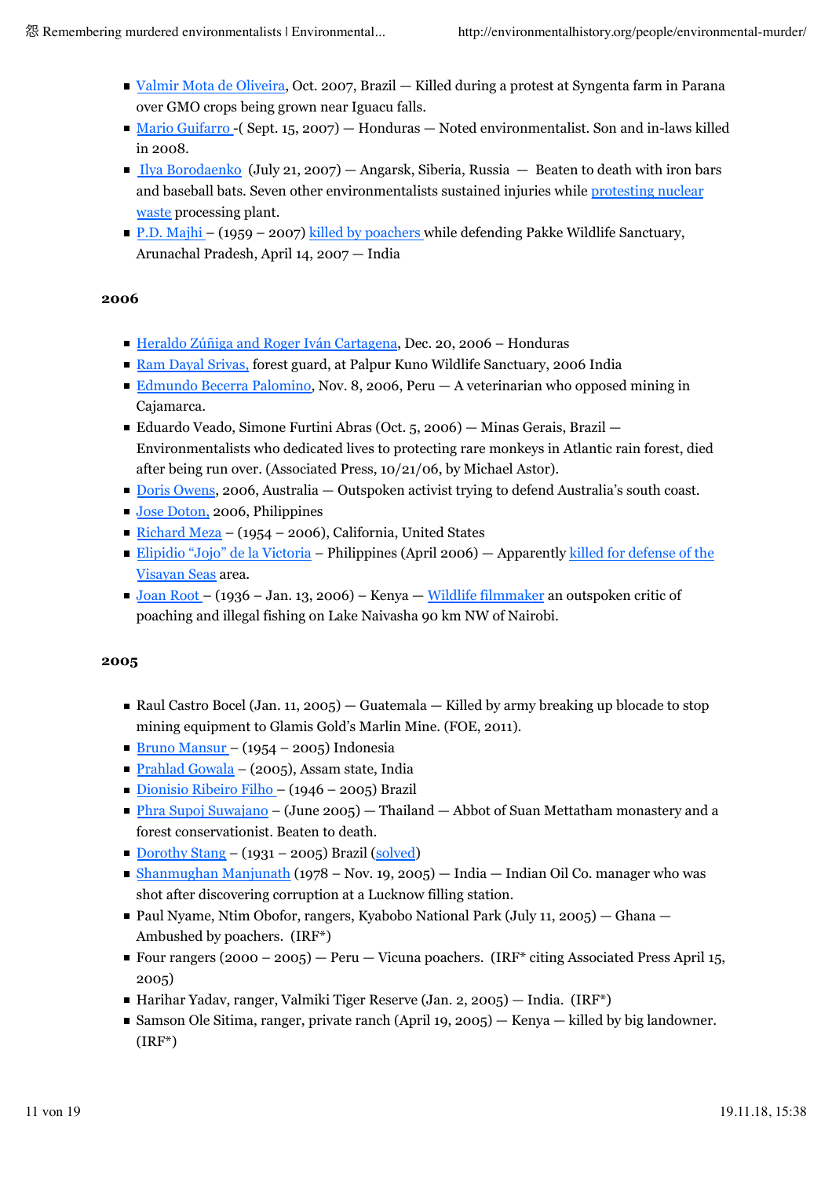- Valmir Mota de Oliveira, Oct. 2007, Brazil — Killed during a protest at Syngenta farm in Parana over GMO crops being grown near Iguacu falls.
- Mario Guifarro -( Sept. 15, 2007) — Honduras — Noted environmentalist. Son and in-laws killed in 2008.
- Ilya Borodaenko (July 21, 2007) — Angarsk, Siberia, Russia — Beaten to death with iron bars and baseball bats. Seven other environmentalists sustained injuries while protesting nuclear waste processing plant.
- P.D. Majhi – (1959 – 2007) killed by poachers while defending Pakke Wildlife Sanctuary, Arunachal Pradesh, April 14, 2007 — India

**2006**

- Heraldo Zúñiga and Roger Iván Cartagena, Dec. 20, 2006 – Honduras
- Ram Dayal Srivas, forest guard, at Palpur Kuno Wildlife Sanctuary, 2006 India
- Edmundo Becerra Palomino, Nov. 8, 2006, Peru — A veterinarian who opposed mining in Cajamarca.
- Eduardo Veado, Simone Furtini Abras (Oct. 5, 2006) — Minas Gerais, Brazil — Environmentalists who dedicated lives to protecting rare monkeys in Atlantic rain forest, died after being run over. (Associated Press, 10/21/06, by Michael Astor).
- Doris Owens, 2006, Australia — Outspoken activist trying to defend Australia's south coast.
- Jose Doton, 2006, Philippines
- Richard Meza – (1954 – 2006), California, United States
- Elipidio "Jojo" de la Victoria – Philippines (April 2006) — Apparently killed for defense of the Visayan Seas area.
- Joan Root – (1936 – Jan. 13, 2006) – Kenya — Wildlife filmmaker an outspoken critic of poaching and illegal fishing on Lake Naivasha 90 km NW of Nairobi.

**2005**

- Raul Castro Bocel (Jan. 11, 2005) — Guatemala — Killed by army breaking up blocade to stop mining equipment to Glamis Gold's Marlin Mine. (FOE, 2011).
- Bruno Mansur – (1954 – 2005) Indonesia
- Prahlad Gowala – (2005), Assam state, India
- Dionisio Ribeiro Filho – (1946 – 2005) Brazil
- Phra Supoj Suwajano – (June 2005) — Thailand — Abbot of Suan Mettatham monastery and a forest conservationist. Beaten to death.
- Dorothy Stang – (1931 – 2005) Brazil (solved)
- Shanmughan Manjunath (1978 – Nov. 19, 2005) — India — Indian Oil Co. manager who was shot after discovering corruption at a Lucknow filling station.
- Paul Nyame, Ntim Obofor, rangers, Kyabobo National Park (July 11, 2005) — Ghana — Ambushed by poachers. (IRF*)
- Four rangers (2000 – 2005) — Peru — Vicuna poachers. (IRF* citing Associated Press April 15, 2005)
- Harihar Yadav, ranger, Valmiki Tiger Reserve (Jan. 2, 2005) — India. (IRF*)
- Samson Ole Sitima, ranger, private ranch (April 19, 2005) — Kenya — killed by big landowner. (IRF*)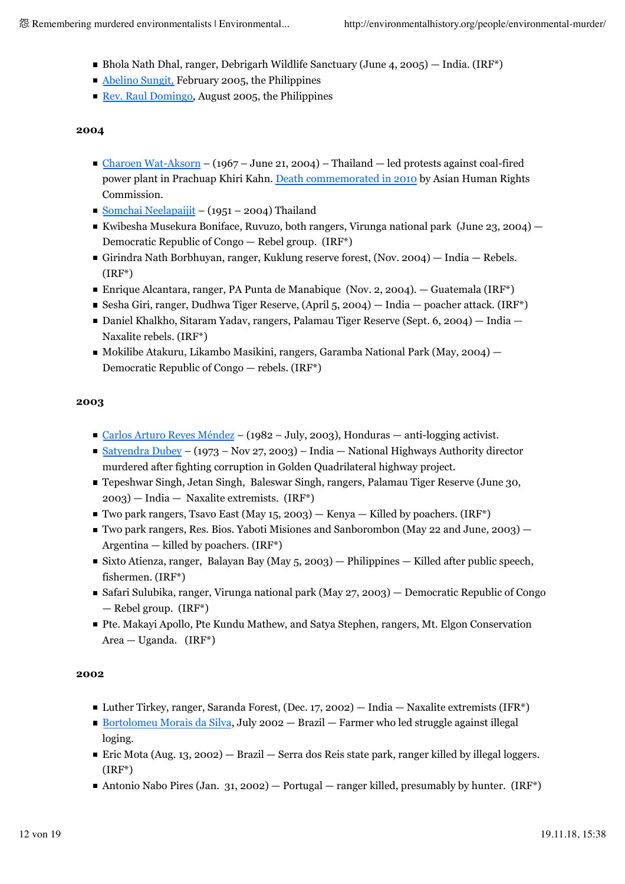- Bhola Nath Dhal, ranger, Debrigarh Wildlife Sanctuary (June 4, 2005) — India. (IRF*)
- Abelino Sungit, February 2005, the Philippines
- Rev. Raul Domingo, August 2005, the Philippines

**2004**

- Charoen Wat-Aksorn – (1967 – June 21, 2004) – Thailand — led protests against coal-fired power plant in Prachuap Khiri Kahn. Death commemorated in 2010 by Asian Human Rights Commission.
- Somchai Neelapaijit – (1951 – 2004) Thailand
- Kwibesha Musekura Boniface, Ruvuzo, both rangers, Virunga national park (June 23, 2004) — Democratic Republic of Congo — Rebel group. (IRF*)
- Girindra Nath Borbhuyan, ranger, Kuklung reserve forest, (Nov. 2004) — India — Rebels. (IRF*)
- Enrique Alcantara, ranger, PA Punta de Manabique (Nov. 2, 2004). — Guatemala (IRF*)
- Sesha Giri, ranger, Dudhwa Tiger Reserve, (April 5, 2004) — India — poacher attack. (IRF*)
- Daniel Khalkho, Sitaram Yadav, rangers, Palamau Tiger Reserve (Sept. 6, 2004) — India — Naxalite rebels. (IRF*)
- Mokilibe Atakuru, Likambo Masikini, rangers, Garamba National Park (May, 2004) — Democratic Republic of Congo — rebels. (IRF*)

**2003**

- Carlos Arturo Reyes Méndez – (1982 – July, 2003), Honduras — anti-logging activist.
- Satyendra Dubey – (1973 – Nov 27, 2003) – India — National Highways Authority director murdered after fighting corruption in Golden Quadrilateral highway project.
- Tepeshwar Singh, Jetan Singh, Baleswar Singh, rangers, Palamau Tiger Reserve (June 30, 2003) — India — Naxalite extremists. (IRF*)
- Two park rangers, Tsavo East (May 15, 2003) — Kenya — Killed by poachers. (IRF*)
- Two park rangers, Res. Bios. Yaboti Misiones and Sanborombon (May 22 and June, 2003) — Argentina — killed by poachers. (IRF*)
- Sixto Atienza, ranger, Balayan Bay (May 5, 2003) — Philippines — Killed after public speech, fishermen. (IRF*)
- Safari Sulubika, ranger, Virunga national park (May 27, 2003) — Democratic Republic of Congo — Rebel group. (IRF*)
- Pte. Makayi Apollo, Pte Kundu Mathew, and Satya Stephen, rangers, Mt. Elgon Conservation Area — Uganda. (IRF*)

**2002**

- Luther Tirkey, ranger, Saranda Forest, (Dec. 17, 2002) — India — Naxalite extremists (IFR*)
- Bortolomeu Morais da Silva, July 2002 — Brazil — Farmer who led struggle against illegal loging.
- Eric Mota (Aug. 13, 2002) — Brazil — Serra dos Reis state park, ranger killed by illegal loggers. (IRF*)
- Antonio Nabo Pires (Jan. 31, 2002) — Portugal — ranger killed, presumably by hunter. (IRF*)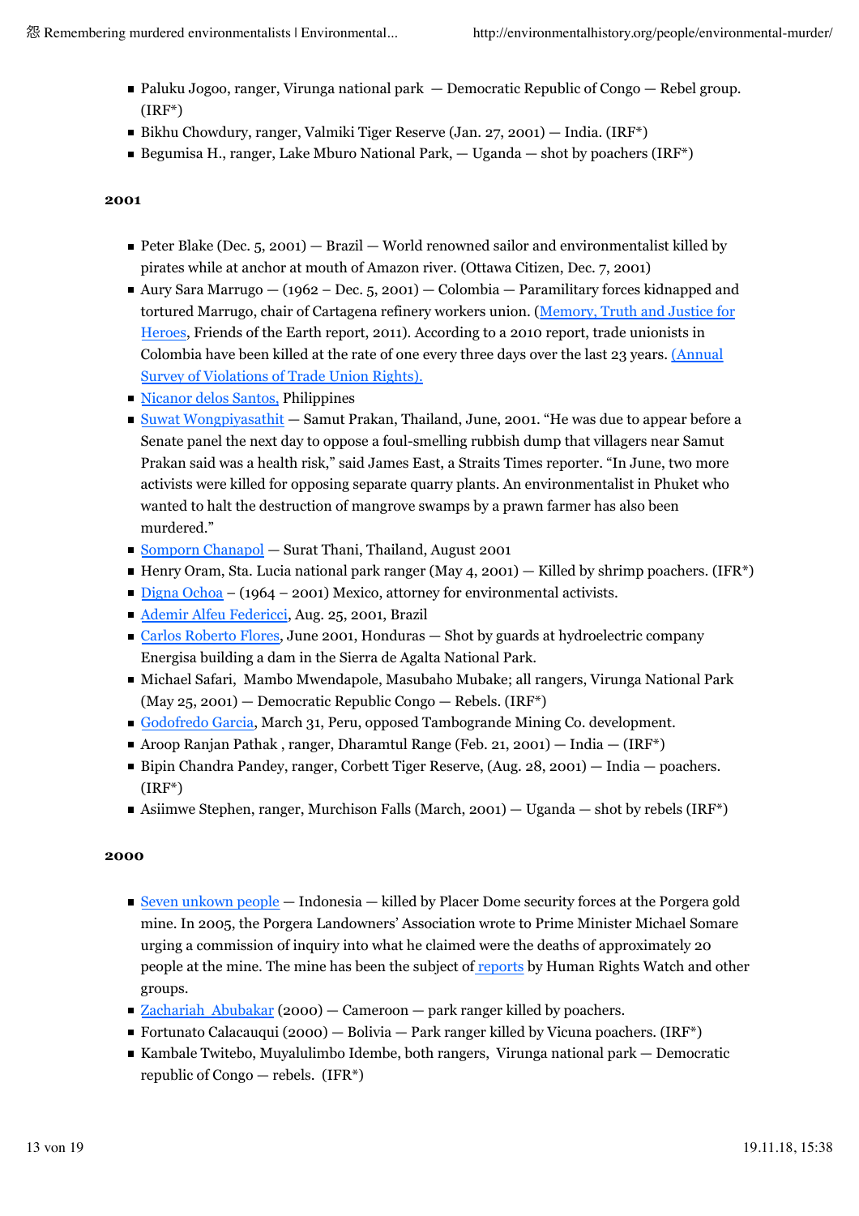- Paluku Jogoo, ranger, Virunga national park — Democratic Republic of Congo — Rebel group. (IRF*)
- Bikhu Chowdury, ranger, Valmiki Tiger Reserve (Jan. 27, 2001) — India. (IRF*)
- Begumisa H., ranger, Lake Mburo National Park, — Uganda — shot by poachers (IRF*)

### 2001

- Peter Blake (Dec. 5, 2001) — Brazil — World renowned sailor and environmentalist killed by pirates while at anchor at mouth of Amazon river. (Ottawa Citizen, Dec. 7, 2001)
- Aury Sara Marrugo — (1962 – Dec. 5, 2001) — Colombia — Paramilitary forces kidnapped and tortured Marrugo, chair of Cartagena refinery workers union. (Memory, Truth and Justice for Heroes, Friends of the Earth report, 2011). According to a 2010 report, trade unionists in Colombia have been killed at the rate of one every three days over the last 23 years. (Annual Survey of Violations of Trade Union Rights).
- Nicanor delos Santos, Philippines
- Suwat Wongpiyasathit — Samut Prakan, Thailand, June, 2001. "He was due to appear before a Senate panel the next day to oppose a foul-smelling rubbish dump that villagers near Samut Prakan said was a health risk," said James East, a Straits Times reporter. "In June, two more activists were killed for opposing separate quarry plants. An environmentalist in Phuket who wanted to halt the destruction of mangrove swamps by a prawn farmer has also been murdered."
- Somporn Chanapol — Surat Thani, Thailand, August 2001
- Henry Oram, Sta. Lucia national park ranger (May 4, 2001) — Killed by shrimp poachers. (IFR*)
- Digna Ochoa – (1964 – 2001) Mexico, attorney for environmental activists.
- Ademir Alfeu Federicci, Aug. 25, 2001, Brazil
- Carlos Roberto Flores, June 2001, Honduras — Shot by guards at hydroelectric company Energisa building a dam in the Sierra de Agalta National Park.
- Michael Safari, Mambo Mwendapole, Masubaho Mubake; all rangers, Virunga National Park (May 25, 2001) — Democratic Republic Congo — Rebels. (IRF*)
- Godofredo Garcia, March 31, Peru, opposed Tambogrande Mining Co. development.
- Aroop Ranjan Pathak , ranger, Dharamtul Range (Feb. 21, 2001) — India — (IRF*)
- Bipin Chandra Pandey, ranger, Corbett Tiger Reserve, (Aug. 28, 2001) — India — poachers. (IRF*)
- Asiimwe Stephen, ranger, Murchison Falls (March, 2001) — Uganda — shot by rebels (IRF*)

### 2000

- Seven unkown people — Indonesia — killed by Placer Dome security forces at the Porgera gold mine. In 2005, the Porgera Landowners' Association wrote to Prime Minister Michael Somare urging a commission of inquiry into what he claimed were the deaths of approximately 20 people at the mine. The mine has been the subject of reports by Human Rights Watch and other groups.
- Zachariah Abubakar (2000) — Cameroon — park ranger killed by poachers.
- Fortunato Calacauqui (2000) — Bolivia — Park ranger killed by Vicuna poachers. (IRF*)
- Kambale Twitebo, Muyalulimbo Idembe, both rangers, Virunga national park — Democratic republic of Congo — rebels. (IFR*)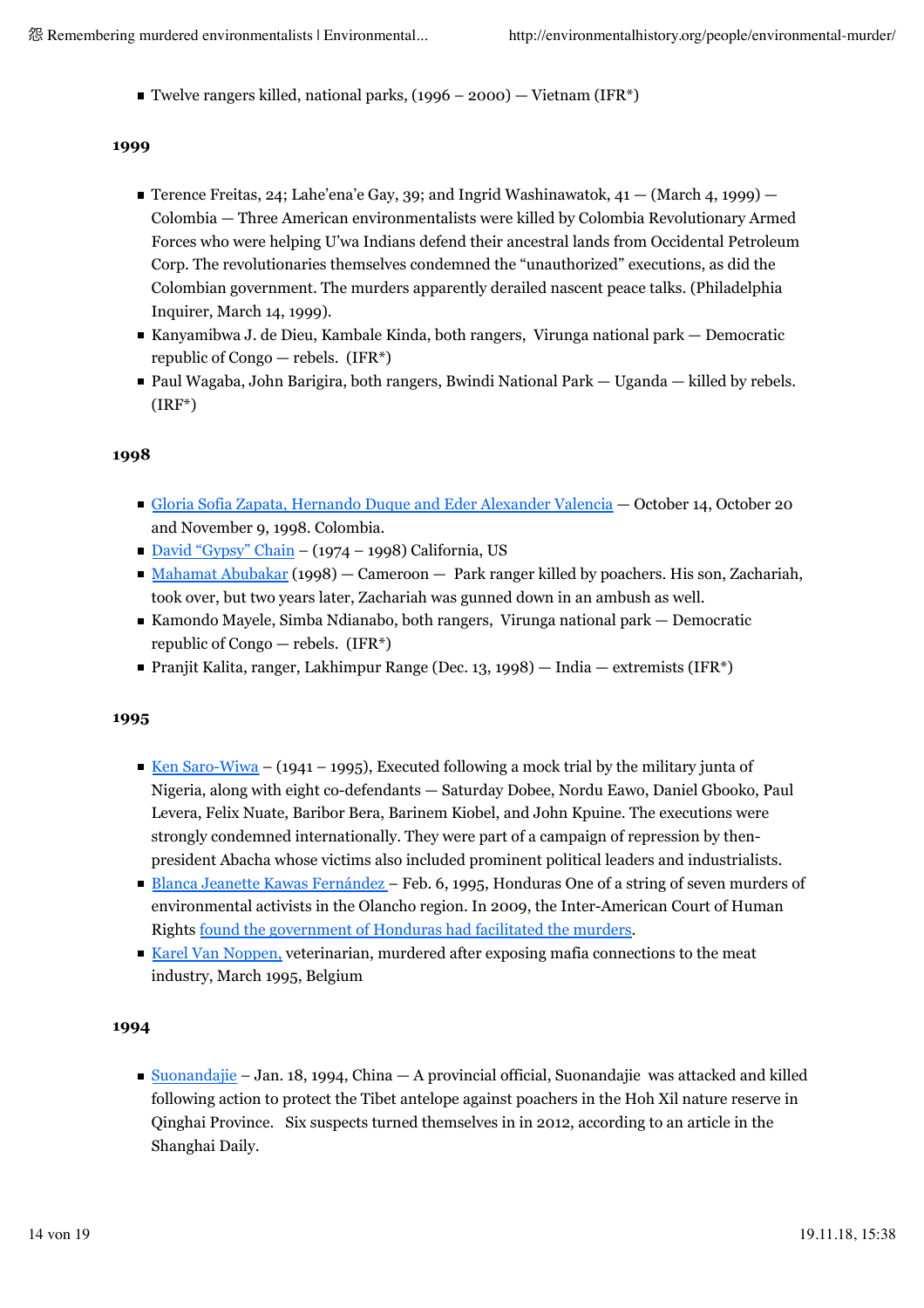- Twelve rangers killed, national parks, (1996 – 2000) — Vietnam (IFR*)

**1999**

- Terence Freitas, 24; Lahe'ena'e Gay, 39; and Ingrid Washinawatok, 41 — (March 4, 1999) — Colombia — Three American environmentalists were killed by Colombia Revolutionary Armed Forces who were helping U'wa Indians defend their ancestral lands from Occidental Petroleum Corp. The revolutionaries themselves condemned the "unauthorized" executions, as did the Colombian government. The murders apparently derailed nascent peace talks. (Philadelphia Inquirer, March 14, 1999).
- Kanyamibwa J. de Dieu, Kambale Kinda, both rangers, Virunga national park — Democratic republic of Congo — rebels. (IFR*)
- Paul Wagaba, John Barigira, both rangers, Bwindi National Park — Uganda — killed by rebels. (IRF*)

**1998**

- Gloria Sofia Zapata, Hernando Duque and Eder Alexander Valencia — October 14, October 20 and November 9, 1998. Colombia.
- David "Gypsy" Chain – (1974 – 1998) California, US
- Mahamat Abubakar (1998) — Cameroon — Park ranger killed by poachers. His son, Zachariah, took over, but two years later, Zachariah was gunned down in an ambush as well.
- Kamondo Mayele, Simba Ndianabo, both rangers, Virunga national park — Democratic republic of Congo — rebels. (IFR*)
- Pranjit Kalita, ranger, Lakhimpur Range (Dec. 13, 1998) — India — extremists (IFR*)

**1995**

- Ken Saro-Wiwa – (1941 – 1995), Executed following a mock trial by the military junta of Nigeria, along with eight co-defendants — Saturday Dobee, Nordu Eawo, Daniel Gbooko, Paul Levera, Felix Nuate, Baribor Bera, Barinem Kiobel, and John Kpuine. The executions were strongly condemned internationally. They were part of a campaign of repression by then-president Abacha whose victims also included prominent political leaders and industrialists.
- Blanca Jeanette Kawas Fernández – Feb. 6, 1995, Honduras One of a string of seven murders of environmental activists in the Olancho region. In 2009, the Inter-American Court of Human Rights found the government of Honduras had facilitated the murders.
- Karel Van Noppen, veterinarian, murdered after exposing mafia connections to the meat industry, March 1995, Belgium

**1994**

- Suonandajie – Jan. 18, 1994, China — A provincial official, Suonandajie was attacked and killed following action to protect the Tibet antelope against poachers in the Hoh Xil nature reserve in Qinghai Province. Six suspects turned themselves in in 2012, according to an article in the Shanghai Daily.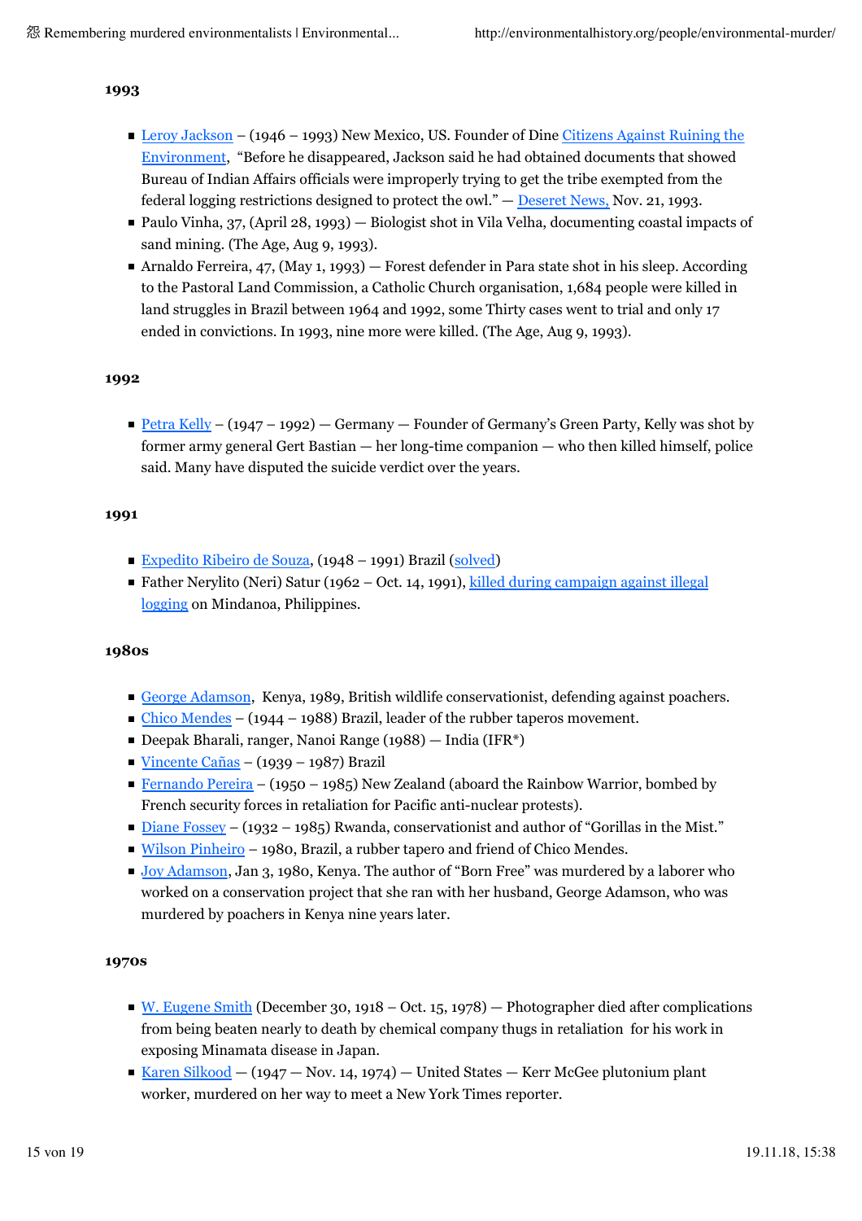### 1993

- Leroy Jackson – (1946 – 1993) New Mexico, US. Founder of Dine Citizens Against Ruining the Environment, "Before he disappeared, Jackson said he had obtained documents that showed Bureau of Indian Affairs officials were improperly trying to get the tribe exempted from the federal logging restrictions designed to protect the owl." — Deseret News, Nov. 21, 1993.
- Paulo Vinha, 37, (April 28, 1993) — Biologist shot in Vila Velha, documenting coastal impacts of sand mining. (The Age, Aug 9, 1993).
- Arnaldo Ferreira, 47, (May 1, 1993) — Forest defender in Para state shot in his sleep. According to the Pastoral Land Commission, a Catholic Church organisation, 1,684 people were killed in land struggles in Brazil between 1964 and 1992, some Thirty cases went to trial and only 17 ended in convictions. In 1993, nine more were killed. (The Age, Aug 9, 1993).

### 1992

- Petra Kelly – (1947 – 1992) — Germany — Founder of Germany's Green Party, Kelly was shot by former army general Gert Bastian — her long-time companion — who then killed himself, police said. Many have disputed the suicide verdict over the years.

### 1991

- Expedito Ribeiro de Souza, (1948 – 1991) Brazil (solved)
- Father Nerylito (Neri) Satur (1962 – Oct. 14, 1991), killed during campaign against illegal logging on Mindanoa, Philippines.

### 1980s

- George Adamson, Kenya, 1989, British wildlife conservationist, defending against poachers.
- Chico Mendes – (1944 – 1988) Brazil, leader of the rubber taperos movement.
- Deepak Bharali, ranger, Nanoi Range (1988) — India (IFR*)
- Vincente Cañas – (1939 – 1987) Brazil
- Fernando Pereira – (1950 – 1985) New Zealand (aboard the Rainbow Warrior, bombed by French security forces in retaliation for Pacific anti-nuclear protests).
- Diane Fossey – (1932 – 1985) Rwanda, conservationist and author of "Gorillas in the Mist."
- Wilson Pinheiro – 1980, Brazil, a rubber tapero and friend of Chico Mendes.
- Joy Adamson, Jan 3, 1980, Kenya. The author of "Born Free" was murdered by a laborer who worked on a conservation project that she ran with her husband, George Adamson, who was murdered by poachers in Kenya nine years later.

### 1970s

- W. Eugene Smith (December 30, 1918 – Oct. 15, 1978) — Photographer died after complications from being beaten nearly to death by chemical company thugs in retaliation for his work in exposing Minamata disease in Japan.
- Karen Silkood — (1947 — Nov. 14, 1974) — United States — Kerr McGee plutonium plant worker, murdered on her way to meet a New York Times reporter.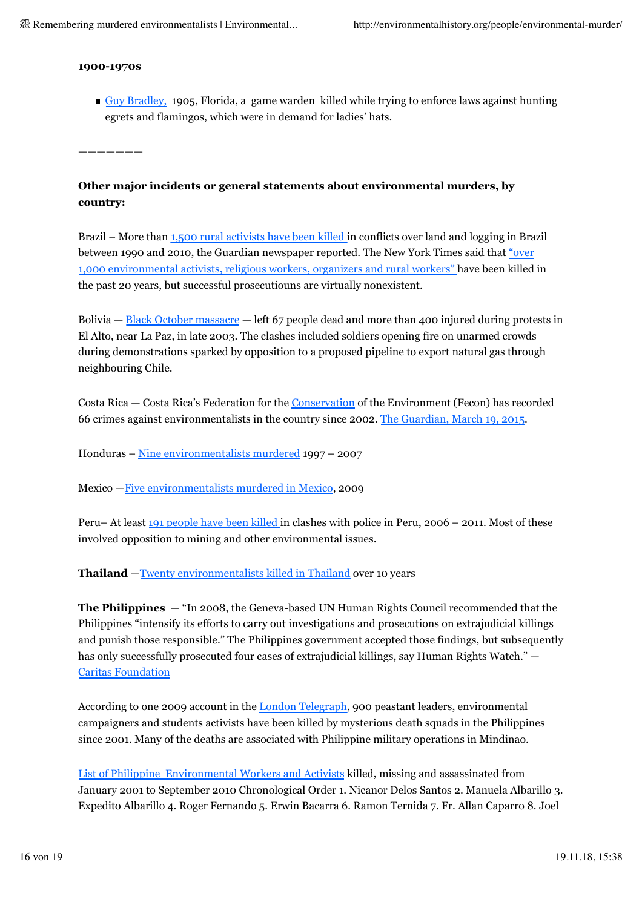**1900-1970s**

- Guy Bradley, 1905, Florida, a game warden killed while trying to enforce laws against hunting egrets and flamingos, which were in demand for ladies' hats.

———————

**Other major incidents or general statements about environmental murders, by country:**

Brazil – More than 1,500 rural activists have been killed in conflicts over land and logging in Brazil between 1990 and 2010, the Guardian newspaper reported. The New York Times said that "over 1,000 environmental activists, religious workers, organizers and rural workers" have been killed in the past 20 years, but successful prosecutiouns are virtually nonexistent.

Bolivia — Black October massacre — left 67 people dead and more than 400 injured during protests in El Alto, near La Paz, in late 2003. The clashes included soldiers opening fire on unarmed crowds during demonstrations sparked by opposition to a proposed pipeline to export natural gas through neighbouring Chile.

Costa Rica — Costa Rica's Federation for the Conservation of the Environment (Fecon) has recorded 66 crimes against environmentalists in the country since 2002. The Guardian, March 19, 2015.

Honduras – Nine environmentalists murdered 1997 – 2007

Mexico —Five environmentalists murdered in Mexico, 2009

Peru– At least 191 people have been killed in clashes with police in Peru, 2006 – 2011. Most of these involved opposition to mining and other environmental issues.

**Thailand** —Twenty environmentalists killed in Thailand over 10 years

**The Philippines** — "In 2008, the Geneva-based UN Human Rights Council recommended that the Philippines "intensify its efforts to carry out investigations and prosecutions on extrajudicial killings and punish those responsible." The Philippines government accepted those findings, but subsequently has only successfully prosecuted four cases of extrajudicial killings, say Human Rights Watch." — Caritas Foundation

According to one 2009 account in the London Telegraph, 900 peasant leaders, environmental campaigners and students activists have been killed by mysterious death squads in the Philippines since 2001. Many of the deaths are associated with Philippine military operations in Mindinao.

List of Philippine Environmental Workers and Activists killed, missing and assassinated from January 2001 to September 2010 Chronological Order 1. Nicanor Delos Santos 2. Manuela Albarillo 3. Expedito Albarillo 4. Roger Fernando 5. Erwin Bacarra 6. Ramon Ternida 7. Fr. Allan Caparro 8. Joel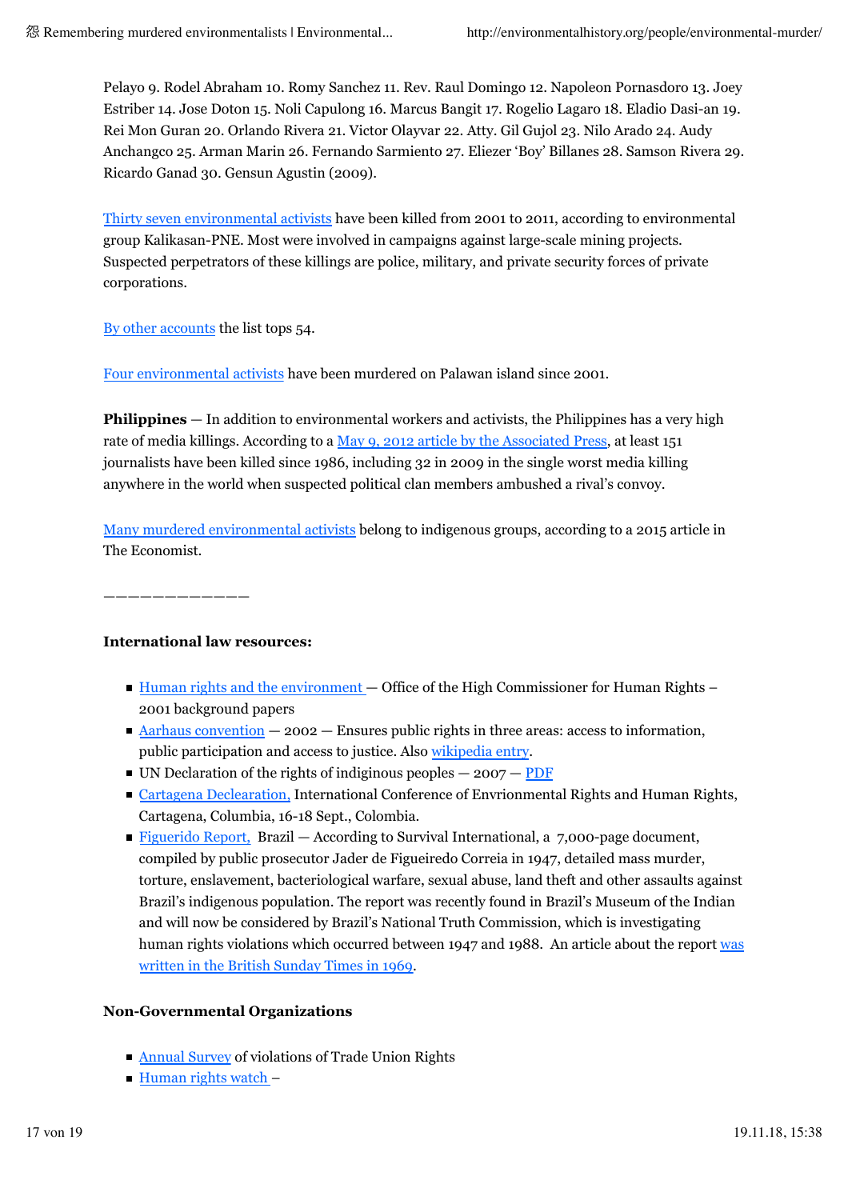Pelayo 9. Rodel Abraham 10. Romy Sanchez 11. Rev. Raul Domingo 12. Napoleon Pornasdoro 13. Joey Estriber 14. Jose Doton 15. Noli Capulong 16. Marcus Bangit 17. Rogelio Lagaro 18. Eladio Dasi-an 19. Rei Mon Guran 20. Orlando Rivera 21. Victor Olayvar 22. Atty. Gil Gujol 23. Nilo Arado 24. Audy Anchangco 25. Arman Marin 26. Fernando Sarmiento 27. Eliezer 'Boy' Billanes 28. Samson Rivera 29. Ricardo Ganad 30. Gensun Agustin (2009).

Thirty seven environmental activists have been killed from 2001 to 2011, according to environmental group Kalikasan-PNE. Most were involved in campaigns against large-scale mining projects. Suspected perpetrators of these killings are police, military, and private security forces of private corporations.

By other accounts the list tops 54.

Four environmental activists have been murdered on Palawan island since 2001.

**Philippines** — In addition to environmental workers and activists, the Philippines has a very high rate of media killings. According to a May 9, 2012 article by the Associated Press, at least 151 journalists have been killed since 1986, including 32 in 2009 in the single worst media killing anywhere in the world when suspected political clan members ambushed a rival's convoy.

Many murdered environmental activists belong to indigenous groups, according to a 2015 article in The Economist.

————————————

**International law resources:**

- Human rights and the environment — Office of the High Commissioner for Human Rights – 2001 background papers
- Aarhaus convention — 2002 — Ensures public rights in three areas: access to information, public participation and access to justice. Also wikipedia entry.
- UN Declaration of the rights of indiginous peoples — 2007 — PDF
- Cartagena Declearation, International Conference of Envrionmental Rights and Human Rights, Cartagena, Columbia, 16-18 Sept., Colombia.
- Figuerido Report, Brazil — According to Survival International, a 7,000-page document, compiled by public prosecutor Jader de Figueiredo Correia in 1947, detailed mass murder, torture, enslavement, bacteriological warfare, sexual abuse, land theft and other assaults against Brazil's indigenous population. The report was recently found in Brazil's Museum of the Indian and will now be considered by Brazil's National Truth Commission, which is investigating human rights violations which occurred between 1947 and 1988. An article about the report was written in the British Sunday Times in 1969.

**Non-Governmental Organizations**

- Annual Survey of violations of Trade Union Rights
- Human rights watch –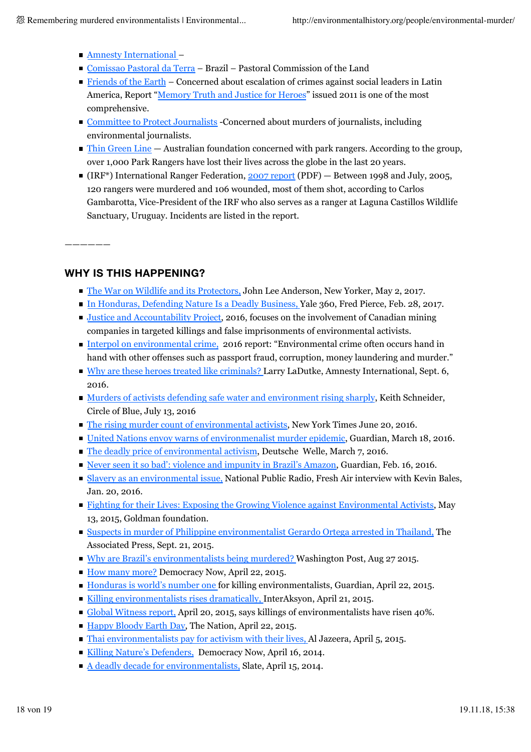- Amnesty International –
- Comissao Pastoral da Terra – Brazil – Pastoral Commission of the Land
- Friends of the Earth – Concerned about escalation of crimes against social leaders in Latin America, Report "Memory Truth and Justice for Heroes" issued 2011 is one of the most comprehensive.
- Committee to Protect Journalists -Concerned about murders of journalists, including environmental journalists.
- Thin Green Line — Australian foundation concerned with park rangers. According to the group, over 1,000 Park Rangers have lost their lives across the globe in the last 20 years.
- (IRF*) International Ranger Federation, 2007 report (PDF) — Between 1998 and July, 2005, 120 rangers were murdered and 106 wounded, most of them shot, according to Carlos Gambarotta, Vice-President of the IRF who also serves as a ranger at Laguna Castillos Wildlife Sanctuary, Uruguay. Incidents are listed in the report.

——————

## WHY IS THIS HAPPENING?

- The War on Wildlife and its Protectors, John Lee Anderson, New Yorker, May 2, 2017.
- In Honduras, Defending Nature Is a Deadly Business, Yale 360, Fred Pierce, Feb. 28, 2017.
- Justice and Accountability Project, 2016, focuses on the involvement of Canadian mining companies in targeted killings and false imprisonments of environmental activists.
- Interpol on environmental crime, 2016 report: "Environmental crime often occurs hand in hand with other offenses such as passport fraud, corruption, money laundering and murder."
- Why are these heroes treated like criminals? Larry LaDutke, Amnesty International, Sept. 6, 2016.
- Murders of activists defending safe water and environment rising sharply, Keith Schneider, Circle of Blue, July 13, 2016
- The rising murder count of environmental activists, New York Times June 20, 2016.
- United Nations envoy warns of environmentalist murder epidemic, Guardian, March 18, 2016.
- The deadly price of environmental activism, Deutsche Welle, March 7, 2016.
- Never seen it so bad': violence and impunity in Brazil's Amazon, Guardian, Feb. 16, 2016.
- Slavery as an environmental issue, National Public Radio, Fresh Air interview with Kevin Bales, Jan. 20, 2016.
- Fighting for their Lives: Exposing the Growing Violence against Environmental Activists, May 13, 2015, Goldman foundation.
- Suspects in murder of Philippine environmentalist Gerardo Ortega arrested in Thailand, The Associated Press, Sept. 21, 2015.
- Why are Brazil's environmentalists being murdered? Washington Post, Aug 27 2015.
- How many more? Democracy Now, April 22, 2015.
- Honduras is world's number one for killing environmentalists, Guardian, April 22, 2015.
- Killing environmentalists rises dramatically, InterAksyon, April 21, 2015.
- Global Witness report, April 20, 2015, says killings of environmentalists have risen 40%.
- Happy Bloody Earth Day, The Nation, April 22, 2015.
- Thai environmentalists pay for activism with their lives, Al Jazeera, April 5, 2015.
- Killing Nature's Defenders, Democracy Now, April 16, 2014.
- A deadly decade for environmentalists, Slate, April 15, 2014.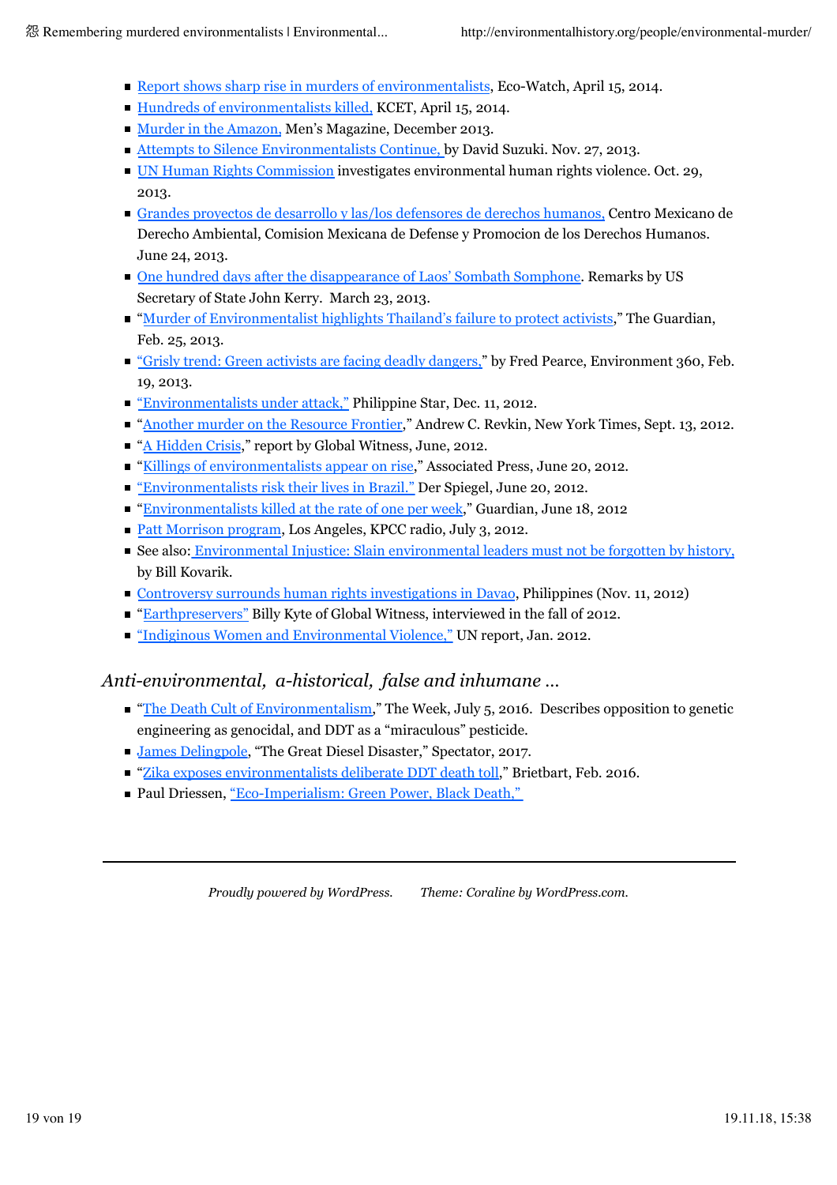- Report shows sharp rise in murders of environmentalists, Eco-Watch, April 15, 2014.
- Hundreds of environmentalists killed, KCET, April 15, 2014.
- Murder in the Amazon, Men's Magazine, December 2013.
- Attempts to Silence Environmentalists Continue, by David Suzuki. Nov. 27, 2013.
- UN Human Rights Commission investigates environmental human rights violence. Oct. 29, 2013.
- Grandes proyectos de desarrollo y las/los defensores de derechos humanos, Centro Mexicano de Derecho Ambiental, Comision Mexicana de Defense y Promocion de los Derechos Humanos. June 24, 2013.
- One hundred days after the disappearance of Laos' Sombath Somphone. Remarks by US Secretary of State John Kerry. March 23, 2013.
- "Murder of Environmentalist highlights Thailand's failure to protect activists," The Guardian, Feb. 25, 2013.
- "Grisly trend: Green activists are facing deadly dangers," by Fred Pearce, Environment 360, Feb. 19, 2013.
- "Environmentalists under attack," Philippine Star, Dec. 11, 2012.
- "Another murder on the Resource Frontier," Andrew C. Revkin, New York Times, Sept. 13, 2012.
- "A Hidden Crisis," report by Global Witness, June, 2012.
- "Killings of environmentalists appear on rise," Associated Press, June 20, 2012.
- "Environmentalists risk their lives in Brazil." Der Spiegel, June 20, 2012.
- "Environmentalists killed at the rate of one per week," Guardian, June 18, 2012
- Patt Morrison program, Los Angeles, KPCC radio, July 3, 2012.
- See also: Environmental Injustice: Slain environmental leaders must not be forgotten by history, by Bill Kovarik.
- Controversy surrounds human rights investigations in Davao, Philippines (Nov. 11, 2012)
- "Earthpreservers" Billy Kyte of Global Witness, interviewed in the fall of 2012.
- "Indiginous Women and Environmental Violence," UN report, Jan. 2012.

### *Anti-environmental, a-historical, false and inhumane …*

- "The Death Cult of Environmentalism," The Week, July 5, 2016. Describes opposition to genetic engineering as genocidal, and DDT as a "miraculous" pesticide.
- James Delingpole, "The Great Diesel Disaster," Spectator, 2017.
- "Zika exposes environmentalists deliberate DDT death toll," Brietbart, Feb. 2016.
- Paul Driessen, "Eco-Imperialism: Green Power, Black Death,"

*Proudly powered by WordPress.* *Theme: Coraline by WordPress.com.*